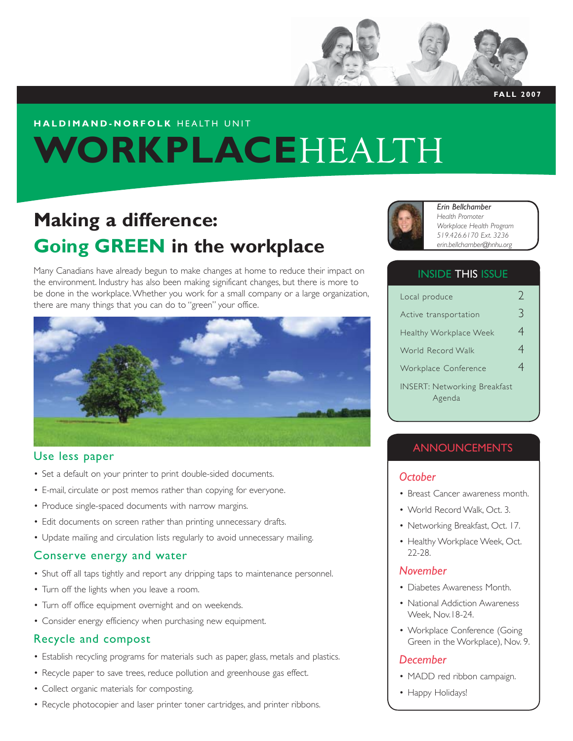FALL 2007

**HALDIMAND-NORFOLK** HEALTH UNIT

# WORKPLACEHEALTH

## Making a difference: Going GREEN in the workplace

Many Canadians have already begun to make changes at home to reduce their impact on the environment. Industry has also been making significant changes, but there is more to be done in the workplace. Whether you work for a small company or a large organization, there are many things that you can do to "green" your office.

### Use less paper

- Set a default on your printer to print double-sided documents.
- E-mail, circulate or post memos rather than copying for everyone.
- Produce single-spaced documents with narrow margins.
- Edit documents on screen rather than printing unnecessary drafts.
- Update mailing and circulation lists regularly to avoid unnecessary mailing.

### Conserve energy and water

- Shut off all taps tightly and report any dripping taps to maintenance personnel.
- Turn off the lights when you leave a room.
- Turn off office equipment overnight and on weekends.
- Consider energy efficiency when purchasing new equipment.

### Recycle and compost

- Establish recycling programs for materials such as paper, glass, metals and plastics.
- Recycle paper to save trees, reduce pollution and greenhouse gas effect.
- Collect organic materials for composting.
- Recycle photocopier and laser printer toner cartridges, and printer ribbons.

*Erin Bellchamber*
*Health Promoter*
*Workplace Health Program*
*519.426.6170 Ext. 3236*
*erin.bellchamber@hnhu.org*

### INSIDE THIS ISSUE

| | |
|---|---|
| Local produce | 2 |
| Active transportation | 3 |
| Healthy Workplace Week | 4 |
| World Record Walk | 4 |
| Workplace Conference | 4 |
| INSERT: Networking Breakfast Agenda | |

### ANNOUNCEMENTS

*October*

- Breast Cancer awareness month.
- World Record Walk, Oct. 3.
- Networking Breakfast, Oct. 17.
- Healthy Workplace Week, Oct. 22-28.

*November*

- Diabetes Awareness Month.
- National Addiction Awareness Week, Nov. 18-24.
- Workplace Conference (Going Green in the Workplace), Nov. 9.

*December*

- MADD red ribbon campaign.
- Happy Holidays!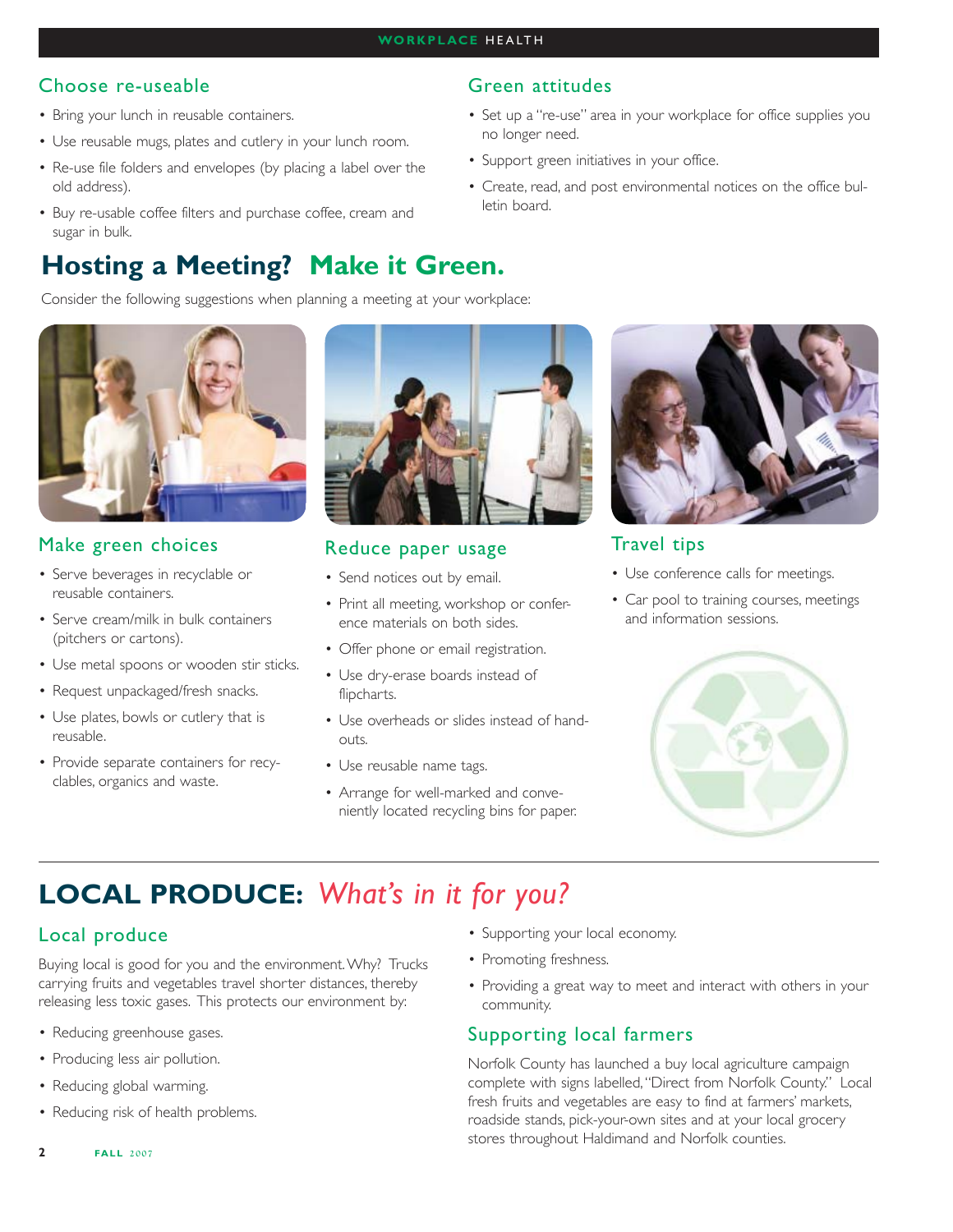## Choose re-useable

- Bring your lunch in reusable containers.
- Use reusable mugs, plates and cutlery in your lunch room.
- Re-use file folders and envelopes (by placing a label over the old address).
- Buy re-usable coffee filters and purchase coffee, cream and sugar in bulk.

## Green attitudes

- Set up a "re-use" area in your workplace for office supplies you no longer need.
- Support green initiatives in your office.
- Create, read, and post environmental notices on the office bulletin board.

# Hosting a Meeting? Make it Green.

Consider the following suggestions when planning a meeting at your workplace:

## Make green choices

- Serve beverages in recyclable or reusable containers.
- Serve cream/milk in bulk containers (pitchers or cartons).
- Use metal spoons or wooden stir sticks.
- Request unpackaged/fresh snacks.
- Use plates, bowls or cutlery that is reusable.
- Provide separate containers for recyclables, organics and waste.

## Reduce paper usage

- Send notices out by email.
- Print all meeting, workshop or conference materials on both sides.
- Offer phone or email registration.
- Use dry-erase boards instead of flipcharts.
- Use overheads or slides instead of handouts.
- Use reusable name tags.
- Arrange for well-marked and conveniently located recycling bins for paper.

## Travel tips

- Use conference calls for meetings.
- Car pool to training courses, meetings and information sessions.

---

# LOCAL PRODUCE: *What's in it for you?*

## Local produce

Buying local is good for you and the environment. Why? Trucks carrying fruits and vegetables travel shorter distances, thereby releasing less toxic gases. This protects our environment by:

- Reducing greenhouse gases.
- Producing less air pollution.
- Reducing global warming.
- Reducing risk of health problems.
- Supporting your local economy.
- Promoting freshness.
- Providing a great way to meet and interact with others in your community.

## Supporting local farmers

Norfolk County has launched a buy local agriculture campaign complete with signs labelled, "Direct from Norfolk County." Local fresh fruits and vegetables are easy to find at farmers' markets, roadside stands, pick-your-own sites and at your local grocery stores throughout Haldimand and Norfolk counties.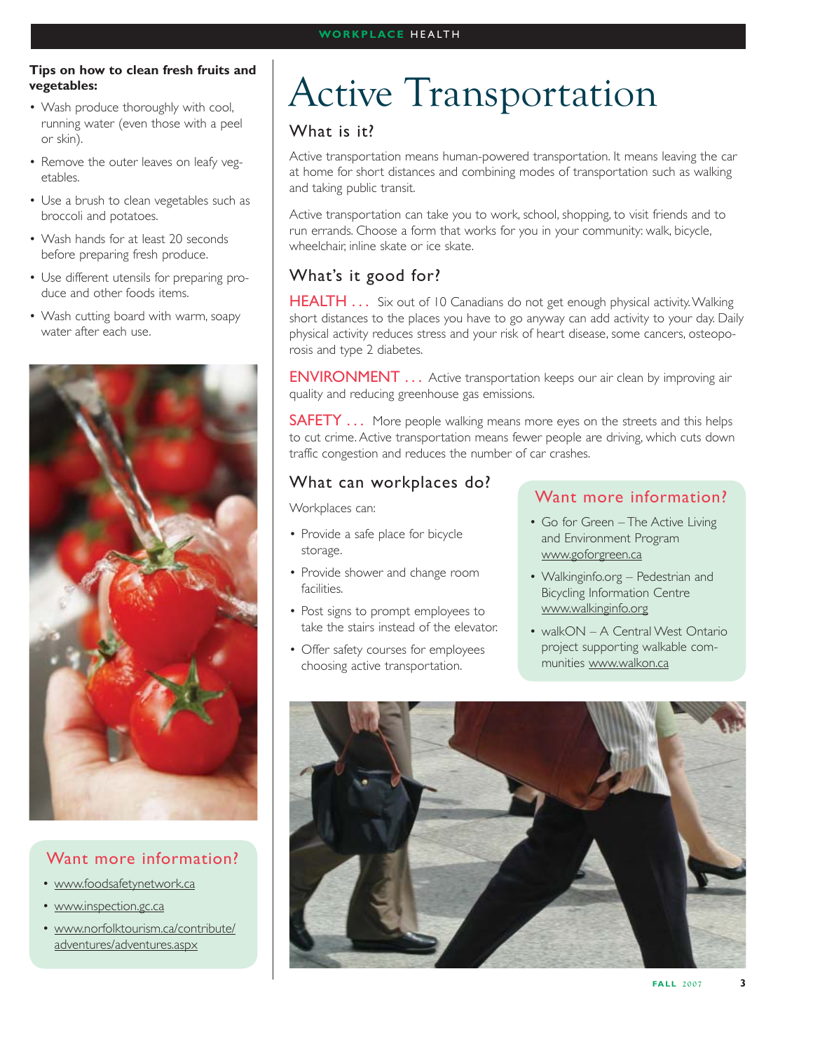**Tips on how to clean fresh fruits and vegetables:**

- Wash produce thoroughly with cool, running water (even those with a peel or skin).
- Remove the outer leaves on leafy vegetables.
- Use a brush to clean vegetables such as broccoli and potatoes.
- Wash hands for at least 20 seconds before preparing fresh produce.
- Use different utensils for preparing produce and other foods items.
- Wash cutting board with warm, soapy water after each use.

### Want more information?

- www.foodsafetynetwork.ca
- www.inspection.gc.ca
- www.norfolktourism.ca/contribute/adventures/adventures.aspx

# Active Transportation

## What is it?

Active transportation means human-powered transportation. It means leaving the car at home for short distances and combining modes of transportation such as walking and taking public transit.

Active transportation can take you to work, school, shopping, to visit friends and to run errands. Choose a form that works for you in your community: walk, bicycle, wheelchair, inline skate or ice skate.

## What's it good for?

**HEALTH . . .** Six out of 10 Canadians do not get enough physical activity. Walking short distances to the places you have to go anyway can add activity to your day. Daily physical activity reduces stress and your risk of heart disease, some cancers, osteoporosis and type 2 diabetes.

**ENVIRONMENT . . .** Active transportation keeps our air clean by improving air quality and reducing greenhouse gas emissions.

**SAFETY . . .** More people walking means more eyes on the streets and this helps to cut crime. Active transportation means fewer people are driving, which cuts down traffic congestion and reduces the number of car crashes.

## What can workplaces do?

Workplaces can:

- Provide a safe place for bicycle storage.
- Provide shower and change room facilities.
- Post signs to prompt employees to take the stairs instead of the elevator.
- Offer safety courses for employees choosing active transportation.

### Want more information?

- Go for Green – The Active Living and Environment Program www.goforgreen.ca
- Walkinginfo.org – Pedestrian and Bicycling Information Centre www.walkinginfo.org
- walkON – A Central West Ontario project supporting walkable communities www.walkon.ca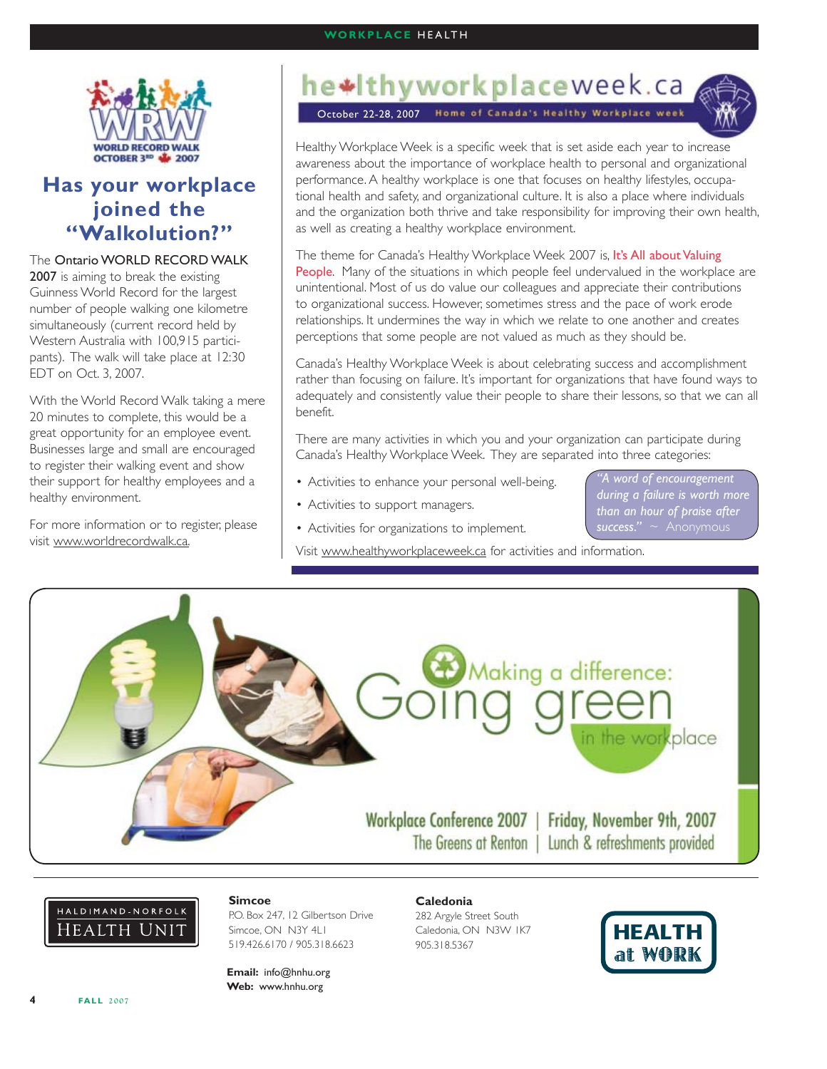WORLD RECORD WALK OCTOBER 3RD 2007

## Has your workplace joined the "Walkolution?"

The Ontario WORLD RECORD WALK 2007 is aiming to break the existing Guinness World Record for the largest number of people walking one kilometre simultaneously (current record held by Western Australia with 100,915 participants). The walk will take place at 12:30 EDT on Oct. 3, 2007.

With the World Record Walk taking a mere 20 minutes to complete, this would be a great opportunity for an employee event. Businesses large and small are encouraged to register their walking event and show their support for healthy employees and a healthy environment.

For more information or to register, please visit www.worldrecordwalk.ca.

## healthyworkplaceweek.ca

October 22-28, 2007 Home of Canada's Healthy Workplace week

Healthy Workplace Week is a specific week that is set aside each year to increase awareness about the importance of workplace health to personal and organizational performance. A healthy workplace is one that focuses on healthy lifestyles, occupational health and safety, and organizational culture. It is also a place where individuals and the organization both thrive and take responsibility for improving their own health, as well as creating a healthy workplace environment.

The theme for Canada's Healthy Workplace Week 2007 is, It's All about Valuing People. Many of the situations in which people feel undervalued in the workplace are unintentional. Most of us do value our colleagues and appreciate their contributions to organizational success. However, sometimes stress and the pace of work erode relationships. It undermines the way in which we relate to one another and creates perceptions that some people are not valued as much as they should be.

Canada's Healthy Workplace Week is about celebrating success and accomplishment rather than focusing on failure. It's important for organizations that have found ways to adequately and consistently value their people to share their lessons, so that we can all benefit.

There are many activities in which you and your organization can participate during Canada's Healthy Workplace Week. They are separated into three categories:

- Activities to enhance your personal well-being.
- Activities to support managers.
- Activities for organizations to implement.

*"A word of encouragement during a failure is worth more than an hour of praise after success."* ~ Anonymous

Visit www.healthyworkplaceweek.ca for activities and information.

## Making a difference: Going green in the workplace

Workplace Conference 2007 | Friday, November 9th, 2007

The Greens at Renton | Lunch & refreshments provided

HALDIMAND-NORFOLK HEALTH UNIT

**Simcoe**
P.O. Box 247, 12 Gilbertson Drive
Simcoe, ON N3Y 4L1
519.426.6170 / 905.318.6623

**Caledonia**
282 Argyle Street South
Caledonia, ON N3W 1K7
905.318.5367

**Email:** info@hnhu.org
**Web:** www.hnhu.org

HEALTH at WORK